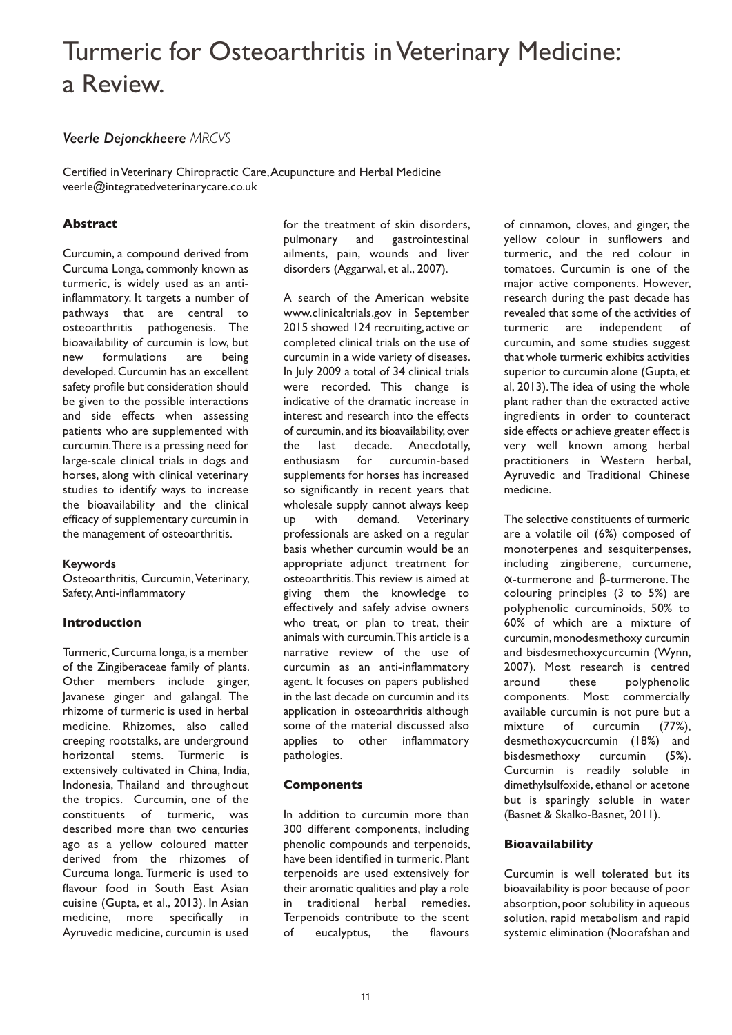# Turmeric for Osteoarthritis in Veterinary Medicine: a Review.

***Veerle Dejonckheere** MRCVS*

Certified in Veterinary Chiropractic Care, Acupuncture and Herbal Medicine
veerle@integratedveterinarycare.co.uk

## Abstract

Curcumin, a compound derived from Curcuma Longa, commonly known as turmeric, is widely used as an anti-inflammatory. It targets a number of pathways that are central to osteoarthritis pathogenesis. The bioavailability of curcumin is low, but new formulations are being developed. Curcumin has an excellent safety profile but consideration should be given to the possible interactions and side effects when assessing patients who are supplemented with curcumin. There is a pressing need for large-scale clinical trials in dogs and horses, along with clinical veterinary studies to identify ways to increase the bioavailability and the clinical efficacy of supplementary curcumin in the management of osteoarthritis.

**Keywords**

Osteoarthritis, Curcumin, Veterinary, Safety, Anti-inflammatory

## Introduction

Turmeric, Curcuma longa, is a member of the Zingiberaceae family of plants. Other members include ginger, Javanese ginger and galangal. The rhizome of turmeric is used in herbal medicine. Rhizomes, also called creeping rootstalks, are underground horizontal stems. Turmeric is extensively cultivated in China, India, Indonesia, Thailand and throughout the tropics. Curcumin, one of the constituents of turmeric, was described more than two centuries ago as a yellow coloured matter derived from the rhizomes of Curcuma longa. Turmeric is used to flavour food in South East Asian cuisine (Gupta, et al., 2013). In Asian medicine, more specifically in Ayurvedic medicine, curcumin is used for the treatment of skin disorders, pulmonary and gastrointestinal ailments, pain, wounds and liver disorders (Aggarwal, et al., 2007).

A search of the American website www.clinicaltrials.gov in September 2015 showed 124 recruiting, active or completed clinical trials on the use of curcumin in a wide variety of diseases. In July 2009 a total of 34 clinical trials were recorded. This change is indicative of the dramatic increase in interest and research into the effects of curcumin, and its bioavailability, over the last decade. Anecdotally, enthusiasm for curcumin-based supplements for horses has increased so significantly in recent years that wholesale supply cannot always keep up with demand. Veterinary professionals are asked on a regular basis whether curcumin would be an appropriate adjunct treatment for osteoarthritis. This review is aimed at giving them the knowledge to effectively and safely advise owners who treat, or plan to treat, their animals with curcumin. This article is a narrative review of the use of curcumin as an anti-inflammatory agent. It focuses on papers published in the last decade on curcumin and its application in osteoarthritis although some of the material discussed also applies to other inflammatory pathologies.

## Components

In addition to curcumin more than 300 different components, including phenolic compounds and terpenoids, have been identified in turmeric. Plant terpenoids are used extensively for their aromatic qualities and play a role in traditional herbal remedies. Terpenoids contribute to the scent of eucalyptus, the flavours of cinnamon, cloves, and ginger, the yellow colour in sunflowers and turmeric, and the red colour in tomatoes. Curcumin is one of the major active components. However, research during the past decade has revealed that some of the activities of turmeric are independent of curcumin, and some studies suggest that whole turmeric exhibits activities superior to curcumin alone (Gupta, et al, 2013). The idea of using the whole plant rather than the extracted active ingredients in order to counteract side effects or achieve greater effect is very well known among herbal practitioners in Western herbal, Ayurvedic and Traditional Chinese medicine.

The selective constituents of turmeric are a volatile oil (6%) composed of monoterpenes and sesquiterpenses, including zingiberene, curcumene, α-turmerone and β-turmerone. The colouring principles (3 to 5%) are polyphenolic curcuminoids, 50% to 60% of which are a mixture of curcumin, monodesmethoxy curcumin and bisdesmethoxycurcumin (Wynn, 2007). Most research is centred around these polyphenolic components. Most commercially available curcumin is not pure but a mixture of curcumin (77%), desmethoxycucrcumin (18%) and bisdesmethoxy curcumin (5%). Curcumin is readily soluble in dimethylsulfoxide, ethanol or acetone but is sparingly soluble in water (Basnet & Skalko-Basnet, 2011).

## Bioavailability

Curcumin is well tolerated but its bioavailability is poor because of poor absorption, poor solubility in aqueous solution, rapid metabolism and rapid systemic elimination (Noorafshan and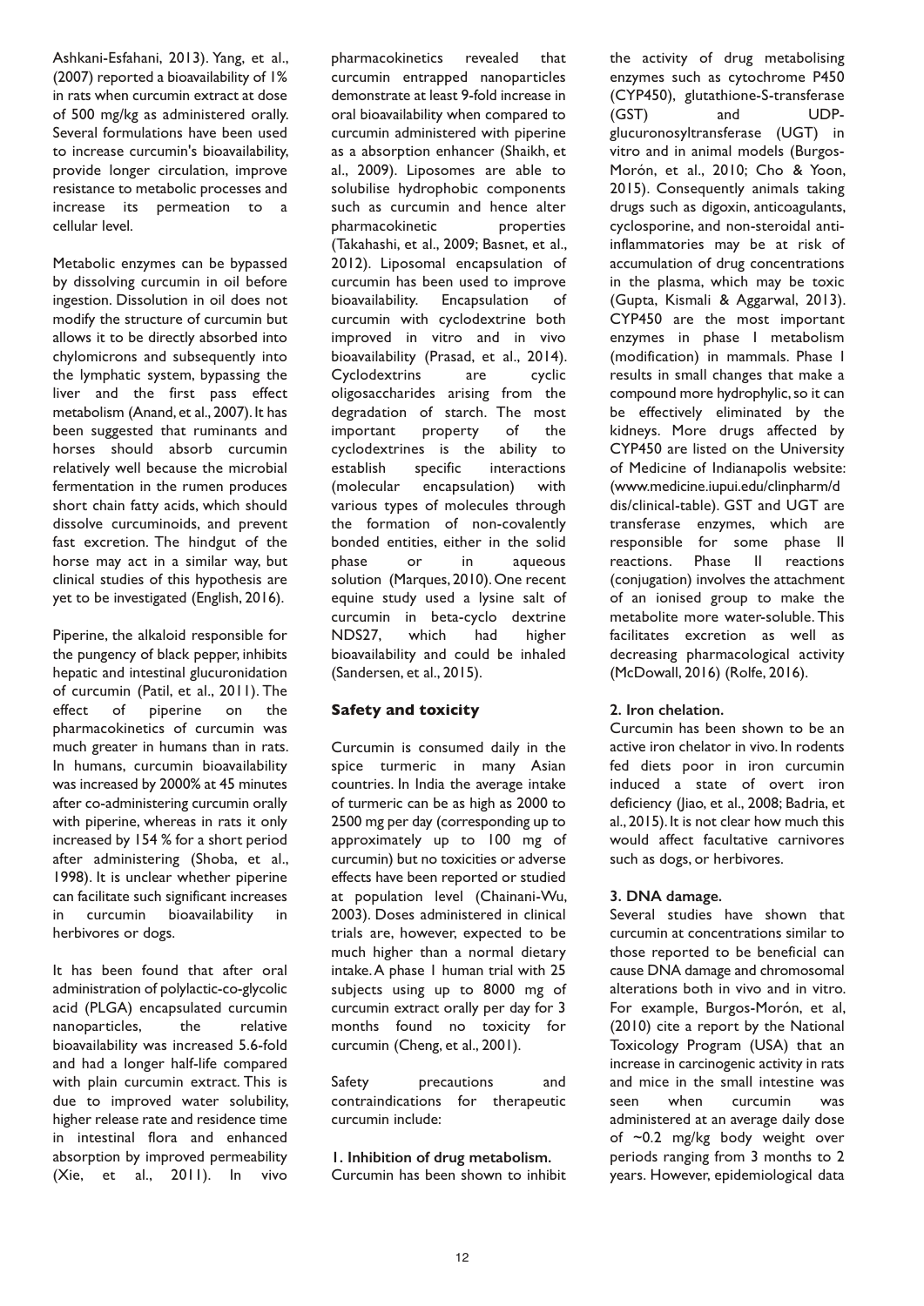Ashkani-Esfahani, 2013). Yang, et al., (2007) reported a bioavailability of 1% in rats when curcumin extract at dose of 500 mg/kg as administered orally. Several formulations have been used to increase curcumin's bioavailability, provide longer circulation, improve resistance to metabolic processes and increase its permeation to a cellular level.

Metabolic enzymes can be bypassed by dissolving curcumin in oil before ingestion. Dissolution in oil does not modify the structure of curcumin but allows it to be directly absorbed into chylomicrons and subsequently into the lymphatic system, bypassing the liver and the first pass effect metabolism (Anand, et al., 2007). It has been suggested that ruminants and horses should absorb curcumin relatively well because the microbial fermentation in the rumen produces short chain fatty acids, which should dissolve curcuminoids, and prevent fast excretion. The hindgut of the horse may act in a similar way, but clinical studies of this hypothesis are yet to be investigated (English, 2016).

Piperine, the alkaloid responsible for the pungency of black pepper, inhibits hepatic and intestinal glucuronidation of curcumin (Patil, et al., 2011). The effect of piperine on the pharmacokinetics of curcumin was much greater in humans than in rats. In humans, curcumin bioavailability was increased by 2000% at 45 minutes after co-administering curcumin orally with piperine, whereas in rats it only increased by 154 % for a short period after administering (Shoba, et al., 1998). It is unclear whether piperine can facilitate such significant increases in curcumin bioavailability in herbivores or dogs.

It has been found that after oral administration of polylactic-co-glycolic acid (PLGA) encapsulated curcumin nanoparticles, the relative bioavailability was increased 5.6-fold and had a longer half-life compared with plain curcumin extract. This is due to improved water solubility, higher release rate and residence time in intestinal flora and enhanced absorption by improved permeability (Xie, et al., 2011). In vivo pharmacokinetics revealed that curcumin entrapped nanoparticles demonstrate at least 9-fold increase in oral bioavailability when compared to curcumin administered with piperine as a absorption enhancer (Shaikh, et al., 2009). Liposomes are able to solubilise hydrophobic components such as curcumin and hence alter pharmacokinetic properties (Takahashi, et al., 2009; Basnet, et al., 2012). Liposomal encapsulation of curcumin has been used to improve bioavailability. Encapsulation of curcumin with cyclodextrine both improved in vitro and in vivo bioavailability (Prasad, et al., 2014). Cyclodextrins are cyclic oligosaccharides arising from the degradation of starch. The most important property of the cyclodextrines is the ability to establish specific interactions (molecular encapsulation) with various types of molecules through the formation of non-covalently bonded entities, either in the solid phase or in aqueous solution (Marques, 2010). One recent equine study used a lysine salt of curcumin in beta-cyclo dextrine NDS27, which had higher bioavailability and could be inhaled (Sandersen, et al., 2015).

## Safety and toxicity

Curcumin is consumed daily in the spice turmeric in many Asian countries. In India the average intake of turmeric can be as high as 2000 to 2500 mg per day (corresponding up to approximately up to 100 mg of curcumin) but no toxicities or adverse effects have been reported or studied at population level (Chainani-Wu, 2003). Doses administered in clinical trials are, however, expected to be much higher than a normal dietary intake. A phase 1 human trial with 25 subjects using up to 8000 mg of curcumin extract orally per day for 3 months found no toxicity for curcumin (Cheng, et al., 2001).

Safety precautions and contraindications for therapeutic curcumin include:

**1. Inhibition of drug metabolism.**
Curcumin has been shown to inhibit the activity of drug metabolising enzymes such as cytochrome P450 (CYP450), glutathione-S-transferase (GST) and UDP-glucuronosyltransferase (UGT) in vitro and in animal models (Burgos-Morón, et al., 2010; Cho & Yoon, 2015). Consequently animals taking drugs such as digoxin, anticoagulants, cyclosporine, and non-steroidal anti-inflammatories may be at risk of accumulation of drug concentrations in the plasma, which may be toxic (Gupta, Kismali & Aggarwal, 2013). CYP450 are the most important enzymes in phase I metabolism (modification) in mammals. Phase I results in small changes that make a compound more hydrophylic, so it can be effectively eliminated by the kidneys. More drugs affected by CYP450 are listed on the University of Medicine of Indianapolis website: (www.medicine.iupui.edu/clinpharm/ddis/clinical-table). GST and UGT are transferase enzymes, which are responsible for some phase II reactions. Phase II reactions (conjugation) involves the attachment of an ionised group to make the metabolite more water-soluble. This facilitates excretion as well as decreasing pharmacological activity (McDowall, 2016) (Rolfe, 2016).

**2. Iron chelation.**
Curcumin has been shown to be an active iron chelator in vivo. In rodents fed diets poor in iron curcumin induced a state of overt iron deficiency (Jiao, et al., 2008; Badria, et al., 2015). It is not clear how much this would affect facultative carnivores such as dogs, or herbivores.

**3. DNA damage.**
Several studies have shown that curcumin at concentrations similar to those reported to be beneficial can cause DNA damage and chromosomal alterations both in vivo and in vitro. For example, Burgos-Morón, et al, (2010) cite a report by the National Toxicology Program (USA) that an increase in carcinogenic activity in rats and mice in the small intestine was seen when curcumin was administered at an average daily dose of ~0.2 mg/kg body weight over periods ranging from 3 months to 2 years. However, epidemiological data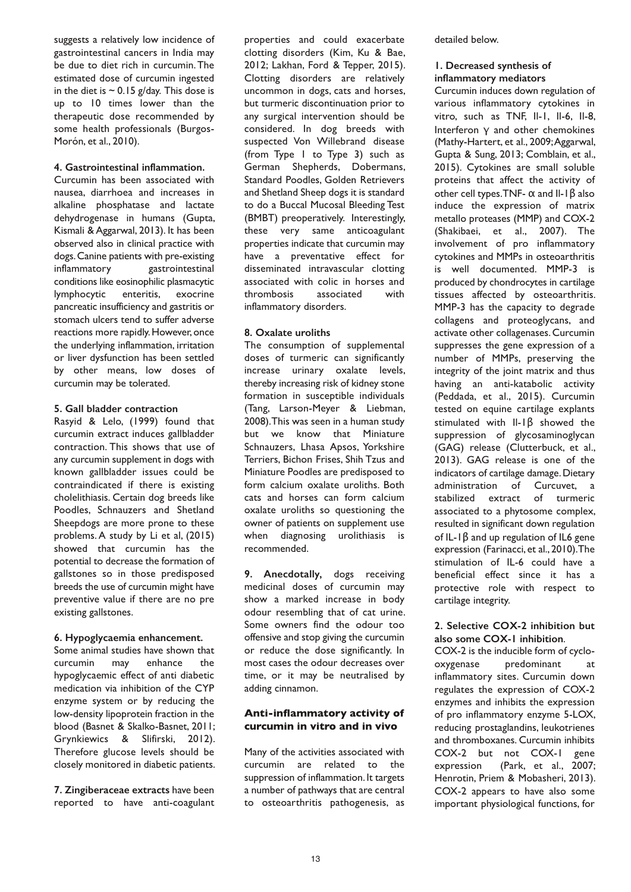suggests a relatively low incidence of gastrointestinal cancers in India may be due to diet rich in curcumin. The estimated dose of curcumin ingested in the diet is ~ 0.15 g/day. This dose is up to 10 times lower than the therapeutic dose recommended by some health professionals (Burgos-Morón, et al., 2010).

**4. Gastrointestinal inflammation.**

Curcumin has been associated with nausea, diarrhoea and increases in alkaline phosphatase and lactate dehydrogenase in humans (Gupta, Kismali & Aggarwal, 2013). It has been observed also in clinical practice with dogs. Canine patients with pre-existing inflammatory gastrointestinal conditions like eosinophilic plasmacytic lymphocytic enteritis, exocrine pancreatic insufficiency and gastritis or stomach ulcers tend to suffer adverse reactions more rapidly. However, once the underlying inflammation, irritation or liver dysfunction has been settled by other means, low doses of curcumin may be tolerated.

**5. Gall bladder contraction**

Rasyid & Lelo, (1999) found that curcumin extract induces gallbladder contraction. This shows that use of any curcumin supplement in dogs with known gallbladder issues could be contraindicated if there is existing cholelithiasis. Certain dog breeds like Poodles, Schnauzers and Shetland Sheepdogs are more prone to these problems. A study by Li et al, (2015) showed that curcumin has the potential to decrease the formation of gallstones so in those predisposed breeds the use of curcumin might have preventive value if there are no pre existing gallstones.

**6. Hypoglycaemia enhancement.**

Some animal studies have shown that curcumin may enhance the hypoglycaemic effect of anti diabetic medication via inhibition of the CYP enzyme system or by reducing the low-density lipoprotein fraction in the blood (Basnet & Skalko-Basnet, 2011; Grynkiewics & Slifirski, 2012). Therefore glucose levels should be closely monitored in diabetic patients.

**7. Zingiberaceae extracts** have been reported to have anti-coagulant properties and could exacerbate clotting disorders (Kim, Ku & Bae, 2012; Lakhan, Ford & Tepper, 2015). Clotting disorders are relatively uncommon in dogs, cats and horses, but turmeric discontinuation prior to any surgical intervention should be considered. In dog breeds with suspected Von Willebrand disease (from Type 1 to Type 3) such as German Shepherds, Dobermans, Standard Poodles, Golden Retrievers and Shetland Sheep dogs it is standard to do a Buccal Mucosal Bleeding Test (BMBT) preoperatively. Interestingly, these very same anticoagulant properties indicate that curcumin may have a preventative effect for disseminated intravascular clotting associated with colic in horses and thrombosis associated with inflammatory disorders.

**8. Oxalate uroliths**

The consumption of supplemental doses of turmeric can significantly increase urinary oxalate levels, thereby increasing risk of kidney stone formation in susceptible individuals (Tang, Larson-Meyer & Liebman, 2008). This was seen in a human study but we know that Miniature Schnauzers, Lhasa Apsos, Yorkshire Terriers, Bichon Frises, Shih Tzus and Miniature Poodles are predisposed to form calcium oxalate uroliths. Both cats and horses can form calcium oxalate uroliths so questioning the owner of patients on supplement use when diagnosing urolithiasis is recommended.

**9. Anecdotally,** dogs receiving medicinal doses of curcumin may show a marked increase in body odour resembling that of cat urine. Some owners find the odour too offensive and stop giving the curcumin or reduce the dose significantly. In most cases the odour decreases over time, or it may be neutralised by adding cinnamon.

## Anti-inflammatory activity of curcumin in vitro and in vivo

Many of the activities associated with curcumin are related to the suppression of inflammation. It targets a number of pathways that are central to osteoarthritis pathogenesis, as detailed below.

**1. Decreased synthesis of inflammatory mediators**

Curcumin induces down regulation of various inflammatory cytokines in vitro, such as TNF, Il-1, Il-6, Il-8, Interferon γ and other chemokines (Mathy-Hartert, et al., 2009; Aggarwal, Gupta & Sung, 2013; Comblain, et al., 2015). Cytokines are small soluble proteins that affect the activity of other cell types. TNF- α and Il-1β also induce the expression of matrix metallo proteases (MMP) and COX-2 (Shakibaei, et al., 2007). The involvement of pro inflammatory cytokines and MMPs in osteoarthritis is well documented. MMP-3 is produced by chondrocytes in cartilage tissues affected by osteoarthritis. MMP-3 has the capacity to degrade collagens and proteoglycans, and activate other collagenases. Curcumin suppresses the gene expression of a number of MMPs, preserving the integrity of the joint matrix and thus having an anti-katabolic activity (Peddada, et al., 2015). Curcumin tested on equine cartilage explants stimulated with Il-1β showed the suppression of glycosaminoglycan (GAG) release (Clutterbuck, et al., 2013). GAG release is one of the indicators of cartilage damage. Dietary administration of Curcuvet, a stabilized extract of turmeric associated to a phytosome complex, resulted in significant down regulation of IL-1β and up regulation of IL6 gene expression (Farinacci, et al., 2010). The stimulation of IL-6 could have a beneficial effect since it has a protective role with respect to cartilage integrity.

**2. Selective COX-2 inhibition but also some COX-1 inhibition**.

COX-2 is the inducible form of cyclo-oxygenase predominant at inflammatory sites. Curcumin down regulates the expression of COX-2 enzymes and inhibits the expression of pro inflammatory enzyme 5-LOX, reducing prostaglandins, leukotrienes and thromboxanes. Curcumin inhibits COX-2 but not COX-1 gene expression (Park, et al., 2007; Henrotin, Priem & Mobasheri, 2013). COX-2 appears to have also some important physiological functions, for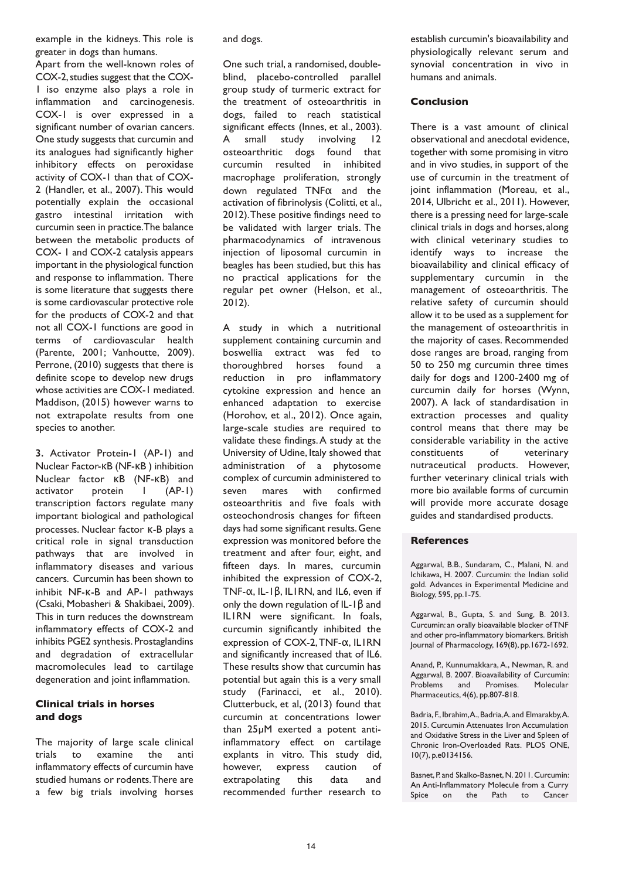example in the kidneys. This role is greater in dogs than humans.

Apart from the well-known roles of COX-2, studies suggest that the COX-1 iso enzyme also plays a role in inflammation and carcinogenesis. COX-1 is over expressed in a significant number of ovarian cancers. One study suggests that curcumin and its analogues had significantly higher inhibitory effects on peroxidase activity of COX-1 than that of COX-2 (Handler, et al., 2007). This would potentially explain the occasional gastro intestinal irritation with curcumin seen in practice. The balance between the metabolic products of COX- 1 and COX-2 catalysis appears important in the physiological function and response to inflammation. There is some literature that suggests there is some cardiovascular protective role for the products of COX-2 and that not all COX-1 functions are good in terms of cardiovascular health (Parente, 2001; Vanhoutte, 2009). Perrone, (2010) suggests that there is definite scope to develop new drugs whose activities are COX-1 mediated. Maddison, (2015) however warns to not extrapolate results from one species to another.

**3.** Activator Protein-1 (AP-1) and Nuclear Factor-κB (NF-κB ) inhibition Nuclear factor κB (NF-κB) and activator protein 1 (AP-1) transcription factors regulate many important biological and pathological processes. Nuclear factor κ-B plays a critical role in signal transduction pathways that are involved in inflammatory diseases and various cancers. Curcumin has been shown to inhibit NF-κ-B and AP-1 pathways (Csaki, Mobasheri & Shakibaei, 2009). This in turn reduces the downstream inflammatory effects of COX-2 and inhibits PGE2 synthesis. Prostaglandins and degradation of extracellular macromolecules lead to cartilage degeneration and joint inflammation.

## Clinical trials in horses and dogs

The majority of large scale clinical trials to examine the anti inflammatory effects of curcumin have studied humans or rodents. There are a few big trials involving horses and dogs.

One such trial, a randomised, double-blind, placebo-controlled parallel group study of turmeric extract for the treatment of osteoarthritis in dogs, failed to reach statistical significant effects (Innes, et al., 2003). A small study involving 12 osteoarthritic dogs found that curcumin resulted in inhibited macrophage proliferation, strongly down regulated TNFα and the activation of fibrinolysis (Colitti, et al., 2012). These positive findings need to be validated with larger trials. The pharmacodynamics of intravenous injection of liposomal curcumin in beagles has been studied, but this has no practical applications for the regular pet owner (Helson, et al., 2012).

A study in which a nutritional supplement containing curcumin and boswellia extract was fed to thoroughbred horses found a reduction in pro inflammatory cytokine expression and hence an enhanced adaptation to exercise (Horohov, et al., 2012). Once again, large-scale studies are required to validate these findings. A study at the University of Udine, Italy showed that administration of a phytosome complex of curcumin administered to seven mares with confirmed osteoarthritis and five foals with osteochondrosis changes for fifteen days had some significant results. Gene expression was monitored before the treatment and after four, eight, and fifteen days. In mares, curcumin inhibited the expression of COX-2, TNF-α, IL-1β, IL1RN, and IL6, even if only the down regulation of IL-1β and IL1RN were significant. In foals, curcumin significantly inhibited the expression of COX-2, TNF-α, IL1RN and significantly increased that of IL6. These results show that curcumin has potential but again this is a very small study (Farinacci, et al., 2010). Clutterbuck, et al, (2013) found that curcumin at concentrations lower than 25μM exerted a potent anti-inflammatory effect on cartilage explants in vitro. This study did, however, express caution of extrapolating this data and recommended further research to establish curcumin's bioavailability and physiologically relevant serum and synovial concentration in vivo in humans and animals.

## Conclusion

There is a vast amount of clinical observational and anecdotal evidence, together with some promising in vitro and in vivo studies, in support of the use of curcumin in the treatment of joint inflammation (Moreau, et al., 2014, Ulbricht et al., 2011). However, there is a pressing need for large-scale clinical trials in dogs and horses, along with clinical veterinary studies to identify ways to increase the bioavailability and clinical efficacy of supplementary curcumin in the management of osteoarthritis. The relative safety of curcumin should allow it to be used as a supplement for the management of osteoarthritis in the majority of cases. Recommended dose ranges are broad, ranging from 50 to 250 mg curcumin three times daily for dogs and 1200-2400 mg of curcumin daily for horses (Wynn, 2007). A lack of standardisation in extraction processes and quality control means that there may be considerable variability in the active constituents of veterinary nutraceutical products. However, further veterinary clinical trials with more bio available forms of curcumin will provide more accurate dosage guides and standardised products.

## References

Aggarwal, B.B., Sundaram, C., Malani, N. and Ichikawa, H. 2007. Curcumin: the Indian solid gold. Advances in Experimental Medicine and Biology, 595, pp.1-75.

Aggarwal, B., Gupta, S. and Sung, B. 2013. Curcumin: an orally bioavailable blocker of TNF and other pro-inflammatory biomarkers. British Journal of Pharmacology, 169(8), pp.1672-1692.

Anand, P., Kunnumakkara, A., Newman, R. and Aggarwal, B. 2007. Bioavailability of Curcumin: Problems and Promises. Molecular Pharmaceutics, 4(6), pp.807-818.

Badria, F., Ibrahim, A., Badria, A. and Elmarakby, A. 2015. Curcumin Attenuates Iron Accumulation and Oxidative Stress in the Liver and Spleen of Chronic Iron-Overloaded Rats. PLOS ONE, 10(7), p.e0134156.

Basnet, P. and Skalko-Basnet, N. 2011. Curcumin: An Anti-Inflammatory Molecule from a Curry Spice on the Path to Cancer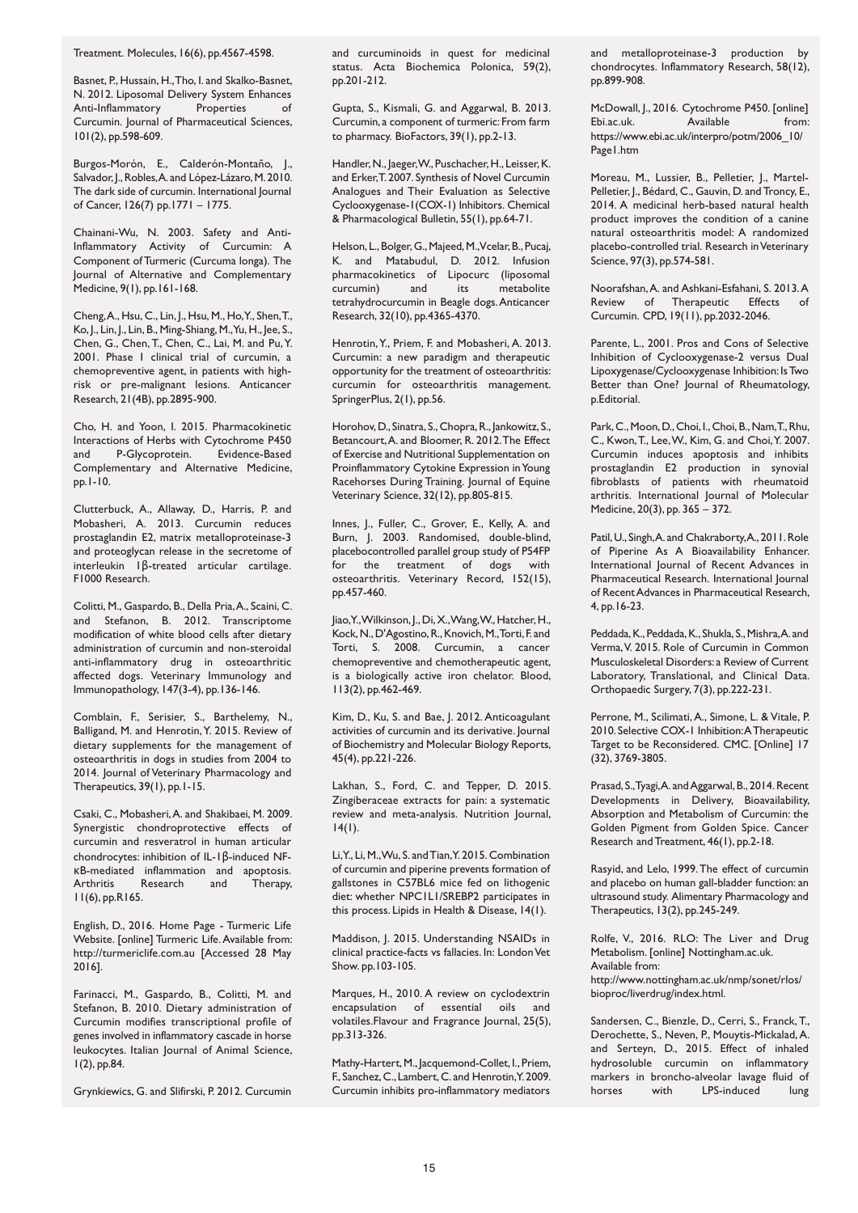Treatment. Molecules, 16(6), pp.4567-4598.

Basnet, P., Hussain, H., Tho, I. and Skalko-Basnet, N. 2012. Liposomal Delivery System Enhances Anti-Inflammatory Properties of Curcumin. Journal of Pharmaceutical Sciences, 101(2), pp.598-609.

Burgos-Morón, E., Calderón-Montaño, J., Salvador, J., Robles, A. and López-Lázaro, M. 2010. The dark side of curcumin. International Journal of Cancer, 126(7) pp.1771 – 1775.

Chainani-Wu, N. 2003. Safety and Anti-Inflammatory Activity of Curcumin: A Component of Turmeric (Curcuma longa). The Journal of Alternative and Complementary Medicine, 9(1), pp.161-168.

Cheng, A., Hsu, C., Lin, J., Hsu, M., Ho, Y., Shen, T., Ko, J., Lin, J., Lin, B., Ming-Shiang, M., Yu, H., Jee, S., Chen, G., Chen, T., Chen, C., Lai, M. and Pu, Y. 2001. Phase I clinical trial of curcumin, a chemopreventive agent, in patients with high-risk or pre-malignant lesions. Anticancer Research, 21(4B), pp.2895-900.

Cho, H. and Yoon, I. 2015. Pharmacokinetic Interactions of Herbs with Cytochrome P450 and P-Glycoprotein. Evidence-Based Complementary and Alternative Medicine, pp.1-10.

Clutterbuck, A., Allaway, D., Harris, P. and Mobasheri, A. 2013. Curcumin reduces prostaglandin E2, matrix metalloproteinase-3 and proteoglycan release in the secretome of interleukin 1β-treated articular cartilage. F1000 Research.

Colitti, M., Gaspardo, B., Della Pria, A., Scaini, C. and Stefanon, B. 2012. Transcriptome modification of white blood cells after dietary administration of curcumin and non-steroidal anti-inflammatory drug in osteoarthritic affected dogs. Veterinary Immunology and Immunopathology, 147(3-4), pp.136-146.

Comblain, F., Serisier, S., Barthelemy, N., Balligand, M. and Henrotin, Y. 2015. Review of dietary supplements for the management of osteoarthritis in dogs in studies from 2004 to 2014. Journal of Veterinary Pharmacology and Therapeutics, 39(1), pp.1-15.

Csaki, C., Mobasheri, A. and Shakibaei, M. 2009. Synergistic chondroprotective effects of curcumin and resveratrol in human articular chondrocytes: inhibition of IL-1β-induced NF-κB-mediated inflammation and apoptosis. Arthritis Research and Therapy, 11(6), pp.R165.

English, D., 2016. Home Page - Turmeric Life Website. [online] Turmeric Life. Available from: http://turmericlife.com.au [Accessed 28 May 2016].

Farinacci, M., Gaspardo, B., Colitti, M. and Stefanon, B. 2010. Dietary administration of Curcumin modifies transcriptional profile of genes involved in inflammatory cascade in horse leukocytes. Italian Journal of Animal Science, 1(2), pp.84.

Grynkiewics, G. and Slifirski, P. 2012. Curcumin and curcuminoids in quest for medicinal status. Acta Biochemica Polonica, 59(2), pp.201-212.

Gupta, S., Kismali, G. and Aggarwal, B. 2013. Curcumin, a component of turmeric: From farm to pharmacy. BioFactors, 39(1), pp.2-13.

Handler, N., Jaeger, W., Puschacher, H., Leisser, K. and Erker, T. 2007. Synthesis of Novel Curcumin Analogues and Their Evaluation as Selective Cyclooxygenase-1(COX-1) Inhibitors. Chemical & Pharmacological Bulletin, 55(1), pp.64-71.

Helson, L., Bolger, G., Majeed, M., Vcelar, B., Pucaj, K. and Matabudul, D. 2012. Infusion pharmacokinetics of Lipocurc (liposomal curcumin) and its metabolite tetrahydrocurcumin in Beagle dogs. Anticancer Research, 32(10), pp.4365-4370.

Henrotin, Y., Priem, F. and Mobasheri, A. 2013. Curcumin: a new paradigm and therapeutic opportunity for the treatment of osteoarthritis: curcumin for osteoarthritis management. SpringerPlus, 2(1), pp.56.

Horohov, D., Sinatra, S., Chopra, R., Jankowitz, S., Betancourt, A. and Bloomer, R. 2012. The Effect of Exercise and Nutritional Supplementation on Proinflammatory Cytokine Expression in Young Racehorses During Training. Journal of Equine Veterinary Science, 32(12), pp.805-815.

Innes, J., Fuller, C., Grover, E., Kelly, A. and Burn, J. 2003. Randomised, double-blind, placebocontrolled parallel group study of P54FP for the treatment of dogs with osteoarthritis. Veterinary Record, 152(15), pp.457-460.

Jiao, Y., Wilkinson, J., Di, X., Wang, W., Hatcher, H., Kock, N., D'Agostino, R., Knovich, M., Torti, F. and Torti, S. 2008. Curcumin, a cancer chemopreventive and chemotherapeutic agent, is a biologically active iron chelator. Blood, 113(2), pp.462-469.

Kim, D., Ku, S. and Bae, J. 2012. Anticoagulant activities of curcumin and its derivative. Journal of Biochemistry and Molecular Biology Reports, 45(4), pp.221-226.

Lakhan, S., Ford, C. and Tepper, D. 2015. Zingiberaceae extracts for pain: a systematic review and meta-analysis. Nutrition Journal, 14(1).

Li, Y., Li, M., Wu, S. and Tian, Y. 2015. Combination of curcumin and piperine prevents formation of gallstones in C57BL6 mice fed on lithogenic diet: whether NPC1L1/SREBP2 participates in this process. Lipids in Health & Disease, 14(1).

Maddison, J. 2015. Understanding NSAIDs in clinical practice-facts vs fallacies. In: London Vet Show. pp.103-105.

Marques, H., 2010. A review on cyclodextrin encapsulation of essential oils and volatiles. Flavour and Fragrance Journal, 25(5), pp.313-326.

Mathy-Hartert, M., Jacquemond-Collet, I., Priem, F., Sanchez, C., Lambert, C. and Henrotin, Y. 2009. Curcumin inhibits pro-inflammatory mediators and metalloproteinase-3 production by chondrocytes. Inflammatory Research, 58(12), pp.899-908.

McDowall, J., 2016. Cytochrome P450. [online] Ebi.ac.uk. Available from: https://www.ebi.ac.uk/interpro/potm/2006_10/Page1.htm

Moreau, M., Lussier, B., Pelletier, J., Martel-Pelletier, J., Bédard, C., Gauvin, D. and Troncy, E., 2014. A medicinal herb-based natural health product improves the condition of a canine natural osteoarthritis model: A randomized placebo-controlled trial. Research in Veterinary Science, 97(3), pp.574-581.

Noorafshan, A. and Ashkani-Esfahani, S. 2013. A Review of Therapeutic Effects of Curcumin. CPD, 19(11), pp.2032-2046.

Parente, L., 2001. Pros and Cons of Selective Inhibition of Cyclooxygenase-2 versus Dual Lipoxygenase/Cyclooxygenase Inhibition: Is Two Better Than One? Journal of Rheumatology, p.Editorial.

Park, C., Moon, D., Choi, I., Choi, B., Nam, T., Rhu, C., Kwon, T., Lee, W., Kim, G. and Choi, Y. 2007. Curcumin induces apoptosis and inhibits prostaglandin E2 production in synovial fibroblasts of patients with rheumatoid arthritis. International Journal of Molecular Medicine, 20(3), pp. 365 – 372.

Patil, U., Singh, A. and Chakraborty, A., 2011. Role of Piperine As A Bioavailability Enhancer. International Journal of Recent Advances in Pharmaceutical Research. International Journal of Recent Advances in Pharmaceutical Research, 4, pp.16-23.

Peddada, K., Peddada, K., Shukla, S., Mishra, A. and Verma, V. 2015. Role of Curcumin in Common Musculoskeletal Disorders: a Review of Current Laboratory, Translational, and Clinical Data. Orthopaedic Surgery, 7(3), pp.222-231.

Perrone, M., Scilimati, A., Simone, L. & Vitale, P. 2010. Selective COX-1 Inhibition: A Therapeutic Target to be Reconsidered. CMC. [Online] 17 (32), 3769-3805.

Prasad, S., Tyagi, A. and Aggarwal, B., 2014. Recent Developments in Delivery, Bioavailability, Absorption and Metabolism of Curcumin: the Golden Pigment from Golden Spice. Cancer Research and Treatment, 46(1), pp.2-18.

Rasyid, and Lelo, 1999. The effect of curcumin and placebo on human gall-bladder function: an ultrasound study. Alimentary Pharmacology and Therapeutics, 13(2), pp.245-249.

Rolfe, V., 2016. RLO: The Liver and Drug Metabolism. [online] Nottingham.ac.uk. Available from: http://www.nottingham.ac.uk/nmp/sonet/rlos/bioproc/liverdrug/index.html.

Sandersen, C., Bienzle, D., Cerri, S., Franck, T., Derochette, S., Neven, P., Mouytis-Mickalad, A. and Serteyn, D., 2015. Effect of inhaled hydrosoluble curcumin on inflammatory markers in broncho-alveolar lavage fluid of horses with LPS-induced lung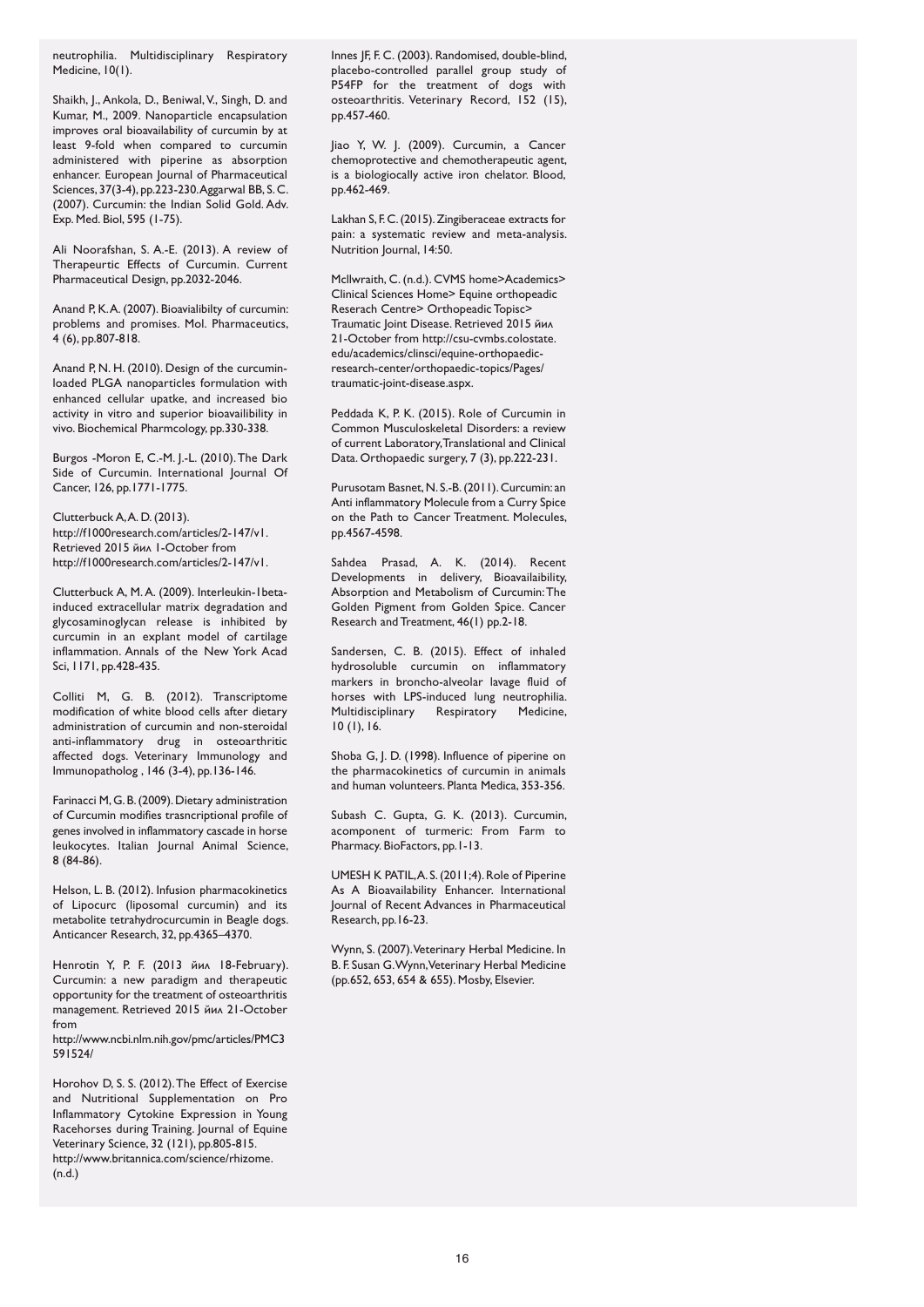neutrophilia. Multidisciplinary Respiratory Medicine, 10(1).

Shaikh, J., Ankola, D., Beniwal, V., Singh, D. and Kumar, M., 2009. Nanoparticle encapsulation improves oral bioavailability of curcumin by at least 9-fold when compared to curcumin administered with piperine as absorption enhancer. European Journal of Pharmaceutical Sciences, 37(3-4), pp.223-230. Aggarwal BB, S. C. (2007). Curcumin: the Indian Solid Gold. Adv. Exp. Med. Biol, 595 (1-75).

Ali Noorafshan, S. A.-E. (2013). A review of Therapeurtic Effects of Curcumin. Current Pharmaceutical Design, pp.2032-2046.

Anand P, K. A. (2007). Bioavialibilty of curcumin: problems and promises. Mol. Pharmaceutics, 4 (6), pp.807-818.

Anand P, N. H. (2010). Design of the curcumin-loaded PLGA nanoparticles formulation with enhanced cellular upatke, and increased bio activity in vitro and superior bioavailibility in vivo. Biochemical Pharmcology, pp.330-338.

Burgos -Moron E, C.-M. J.-L. (2010). The Dark Side of Curcumin. International Journal Of Cancer, 126, pp.1771-1775.

Clutterbuck A, A. D. (2013). http://f1000research.com/articles/2-147/v1. Retrieved 2015 йил 1-October from http://f1000research.com/articles/2-147/v1.

Clutterbuck A, M. A. (2009). Interleukin-1beta-induced extracellular matrix degradation and glycosaminoglycan release is inhibited by curcumin in an explant model of cartilage inflammation. Annals of the New York Acad Sci, 1171, pp.428-435.

Colliti M, G. B. (2012). Transcriptome modification of white blood cells after dietary administration of curcumin and non-steroidal anti-inflammatory drug in osteoarthritic affected dogs. Veterinary Immunology and Immunopatholog , 146 (3-4), pp.136-146.

Farinacci M, G. B. (2009). Dietary administration of Curcumin modifies trasncriptional profile of genes involved in inflammatory cascade in horse leukocytes. Italian Journal Animal Science, 8 (84-86).

Helson, L. B. (2012). Infusion pharmacokinetics of Lipocurc (liposomal curcumin) and its metabolite tetrahydrocurcumin in Beagle dogs. Anticancer Research, 32, pp.4365–4370.

Henrotin Y, P. F. (2013 йил 18-February). Curcumin: a new paradigm and therapeutic opportunity for the treatment of osteoarthritis management. Retrieved 2015 йил 21-October from http://www.ncbi.nlm.nih.gov/pmc/articles/PMC3591524/

Horohov D, S. S. (2012). The Effect of Exercise and Nutritional Supplementation on Pro Inflammatory Cytokine Expression in Young Racehorses during Training. Journal of Equine Veterinary Science, 32 (121), pp.805-815. http://www.britannica.com/science/rhizome. (n.d.)

Innes JF, F. C. (2003). Randomised, double-blind, placebo-controlled parallel group study of P54FP for the treatment of dogs with osteoarthritis. Veterinary Record, 152 (15), pp.457-460.

Jiao Y, W. J. (2009). Curcumin, a Cancer chemoprotective and chemotherapeutic agent, is a biologiocally active iron chelator. Blood, pp.462-469.

Lakhan S, F. C. (2015). Zingiberaceae extracts for pain: a systematic review and meta-analysis. Nutrition Journal, 14:50.

McIlwraith, C. (n.d.). CVMS home>Academics> Clinical Sciences Home> Equine orthopeadic Reserach Centre> Orthopeadic Topisc> Traumatic Joint Disease. Retrieved 2015 йил 21-October from http://csu-cvmbs.colostate.edu/academics/clinsci/equine-orthopaedic-research-center/orthopaedic-topics/Pages/traumatic-joint-disease.aspx.

Peddada K, P. K. (2015). Role of Curcumin in Common Musculoskeletal Disorders: a review of current Laboratory, Translational and Clinical Data. Orthopaedic surgery, 7 (3), pp.222-231.

Purusotam Basnet, N. S.-B. (2011). Curcumin: an Anti inflammatory Molecule from a Curry Spice on the Path to Cancer Treatment. Molecules, pp.4567-4598.

Sahdea Prasad, A. K. (2014). Recent Developments in delivery, Bioavailaibility, Absorption and Metabolism of Curcumin: The Golden Pigment from Golden Spice. Cancer Research and Treatment, 46(1) pp.2-18.

Sandersen, C. B. (2015). Effect of inhaled hydrosoluble curcumin on inflammatory markers in broncho-alveolar lavage fluid of horses with LPS-induced lung neutrophilia. Multidisciplinary Respiratory Medicine, 10 (1), 16.

Shoba G, J. D. (1998). Influence of piperine on the pharmacokinetics of curcumin in animals and human volunteers. Planta Medica, 353-356.

Subash C. Gupta, G. K. (2013). Curcumin, acomponent of turmeric: From Farm to Pharmacy. BioFactors, pp.1-13.

UMESH K PATIL, A. S. (2011;4). Role of Piperine As A Bioavailability Enhancer. International Journal of Recent Advances in Pharmaceutical Research, pp.16-23.

Wynn, S. (2007). Veterinary Herbal Medicine. In B. F. Susan G. Wynn, Veterinary Herbal Medicine (pp.652, 653, 654 & 655). Mosby, Elsevier.